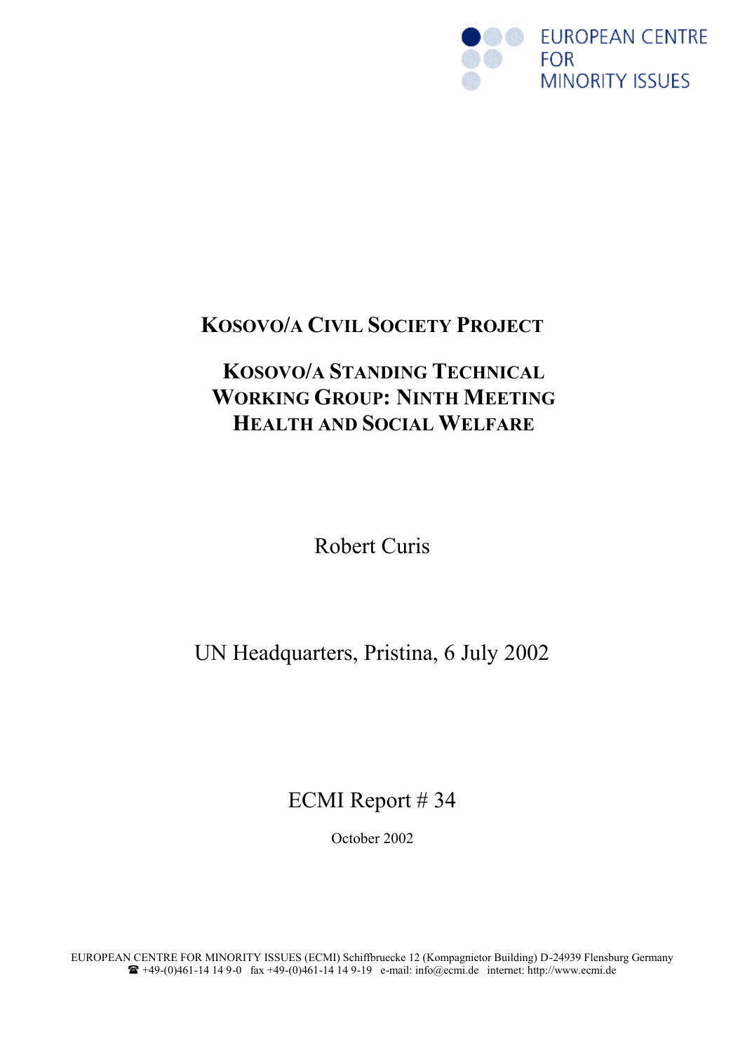EUROPEAN CENTRE FOR MINORITY ISSUES

# KOSOVO/A CIVIL SOCIETY PROJECT

# KOSOVO/A STANDING TECHNICAL WORKING GROUP: NINTH MEETING HEALTH AND SOCIAL WELFARE

Robert Curis

UN Headquarters, Pristina, 6 July 2002

ECMI Report # 34

October 2002

EUROPEAN CENTRE FOR MINORITY ISSUES (ECMI) Schiffbruecke 12 (Kompagnietor Building) D-24939 Flensburg Germany
☎ +49-(0)461-14 14 9-0 fax +49-(0)461-14 14 9-19 e-mail: info@ecmi.de internet: http://www.ecmi.de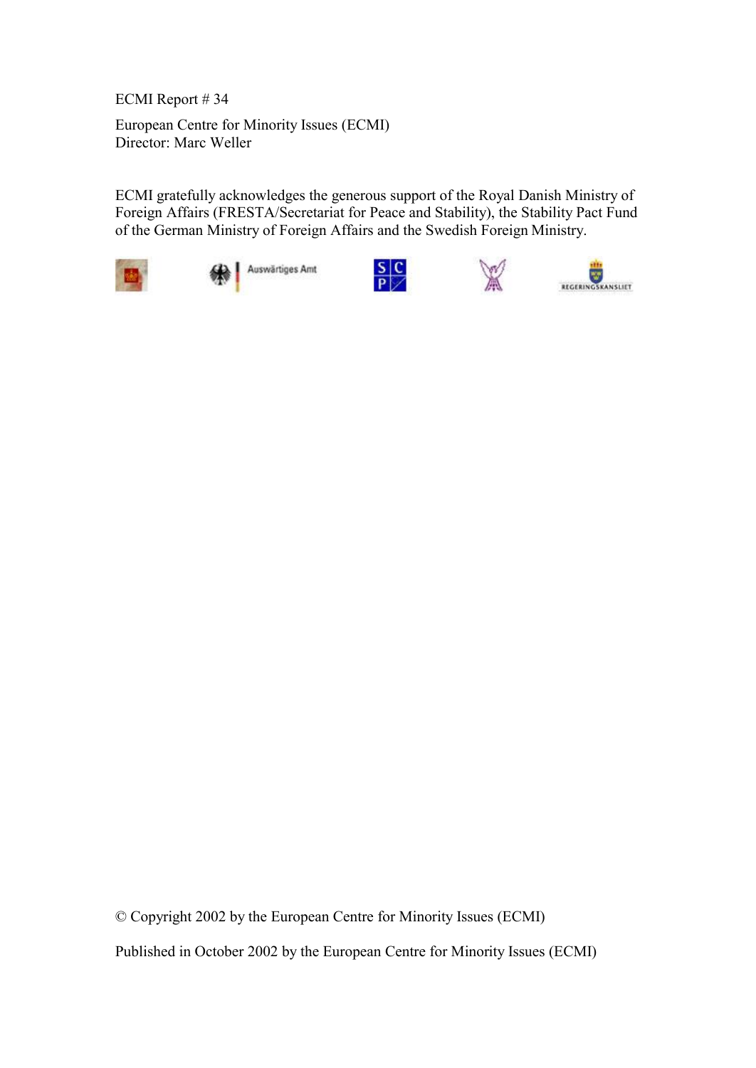ECMI Report # 34

European Centre for Minority Issues (ECMI)
Director: Marc Weller

ECMI gratefully acknowledges the generous support of the Royal Danish Ministry of Foreign Affairs (FRESTA/Secretariat for Peace and Stability), the Stability Pact Fund of the German Ministry of Foreign Affairs and the Swedish Foreign Ministry.

Auswärtiges Amt

REGERINGSKANSLIET

© Copyright 2002 by the European Centre for Minority Issues (ECMI)

Published in October 2002 by the European Centre for Minority Issues (ECMI)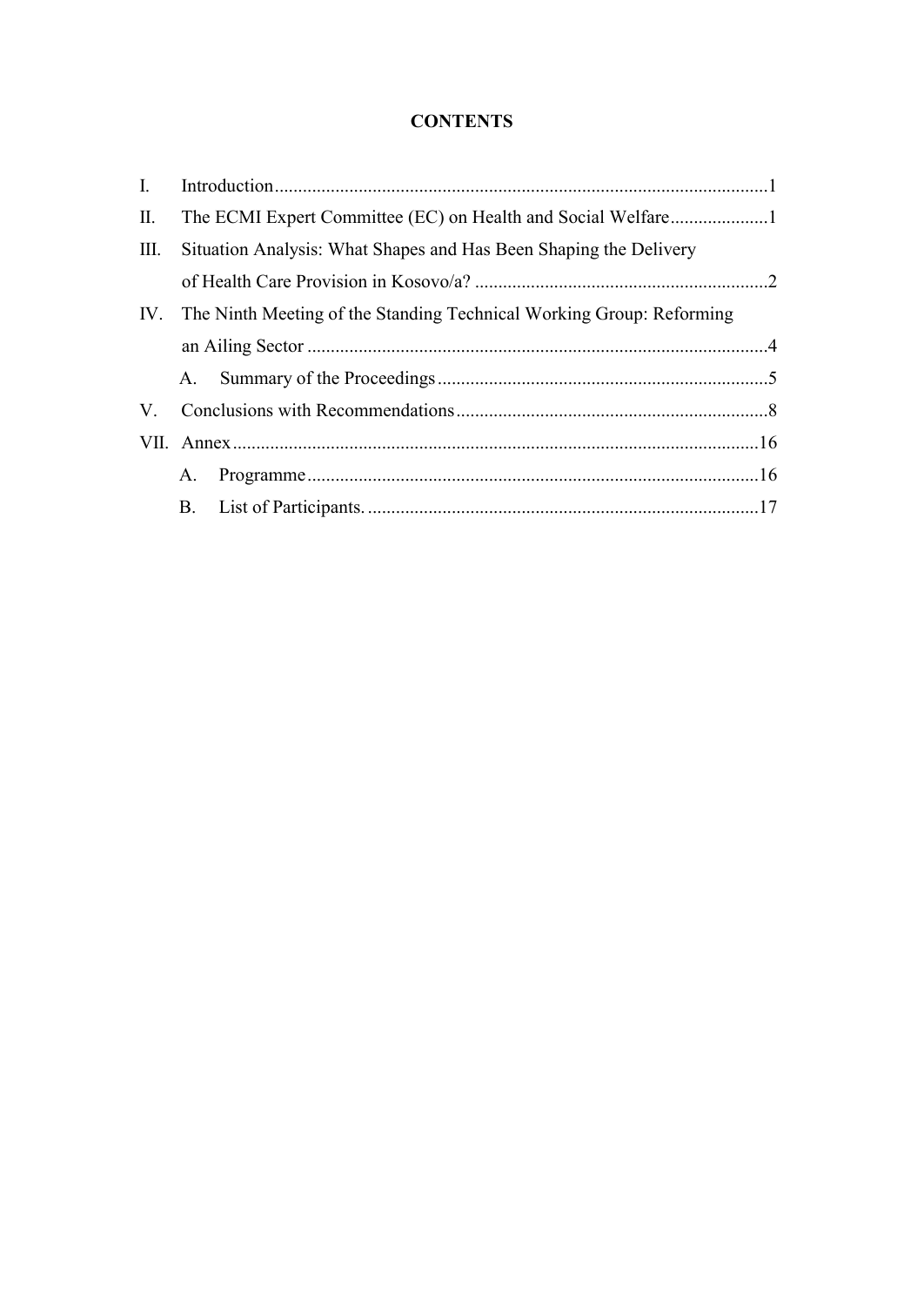# CONTENTS

I. Introduction.........................................................................................................1

II. The ECMI Expert Committee (EC) on Health and Social Welfare.....................1

III. Situation Analysis: What Shapes and Has Been Shaping the Delivery of Health Care Provision in Kosovo/a? ...............................................................2

IV. The Ninth Meeting of the Standing Technical Working Group: Reforming an Ailing Sector ...................................................................................................4

   A. Summary of the Proceedings.......................................................................5

V. Conclusions with Recommendations...................................................................8

VII. Annex.................................................................................................................16

   A. Programme.................................................................................................16

   B. List of Participants. ....................................................................................17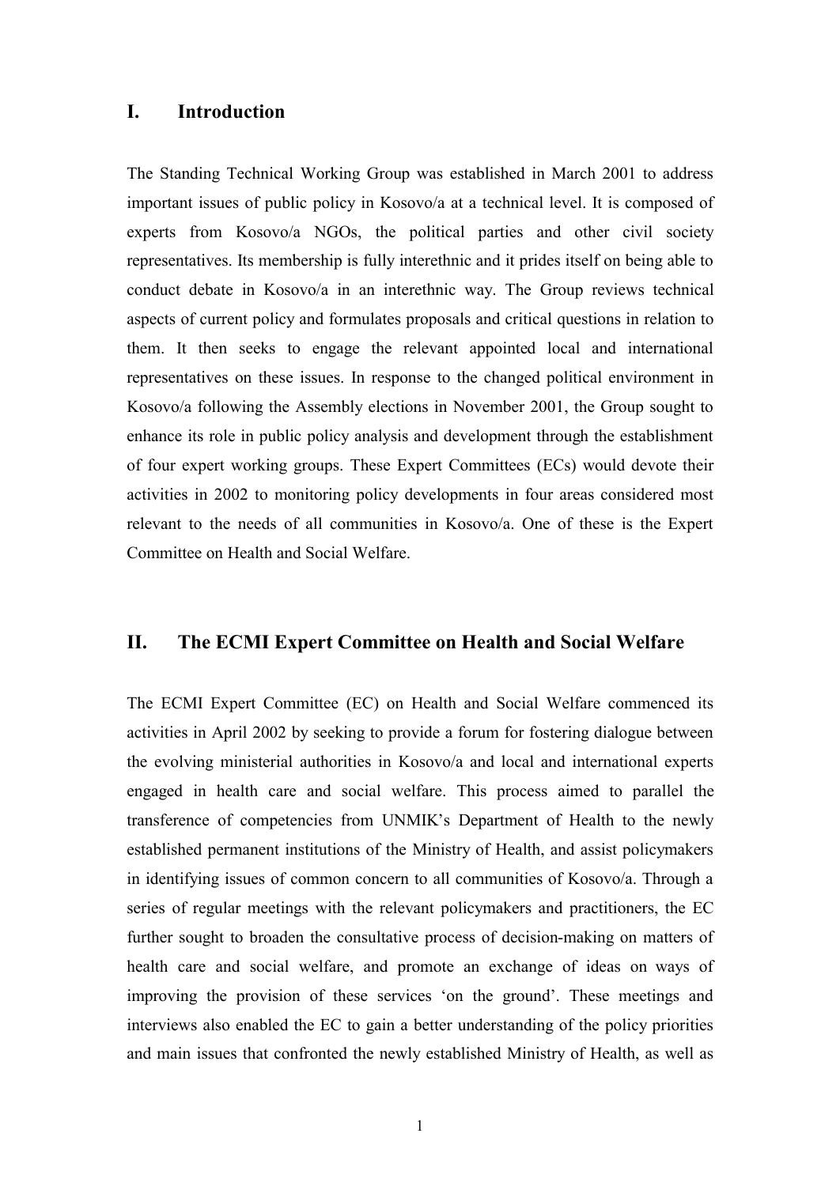## I. Introduction

The Standing Technical Working Group was established in March 2001 to address important issues of public policy in Kosovo/a at a technical level. It is composed of experts from Kosovo/a NGOs, the political parties and other civil society representatives. Its membership is fully interethnic and it prides itself on being able to conduct debate in Kosovo/a in an interethnic way. The Group reviews technical aspects of current policy and formulates proposals and critical questions in relation to them. It then seeks to engage the relevant appointed local and international representatives on these issues. In response to the changed political environment in Kosovo/a following the Assembly elections in November 2001, the Group sought to enhance its role in public policy analysis and development through the establishment of four expert working groups. These Expert Committees (ECs) would devote their activities in 2002 to monitoring policy developments in four areas considered most relevant to the needs of all communities in Kosovo/a. One of these is the Expert Committee on Health and Social Welfare.

## II. The ECMI Expert Committee on Health and Social Welfare

The ECMI Expert Committee (EC) on Health and Social Welfare commenced its activities in April 2002 by seeking to provide a forum for fostering dialogue between the evolving ministerial authorities in Kosovo/a and local and international experts engaged in health care and social welfare. This process aimed to parallel the transference of competencies from UNMIK's Department of Health to the newly established permanent institutions of the Ministry of Health, and assist policymakers in identifying issues of common concern to all communities of Kosovo/a. Through a series of regular meetings with the relevant policymakers and practitioners, the EC further sought to broaden the consultative process of decision-making on matters of health care and social welfare, and promote an exchange of ideas on ways of improving the provision of these services 'on the ground'. These meetings and interviews also enabled the EC to gain a better understanding of the policy priorities and main issues that confronted the newly established Ministry of Health, as well as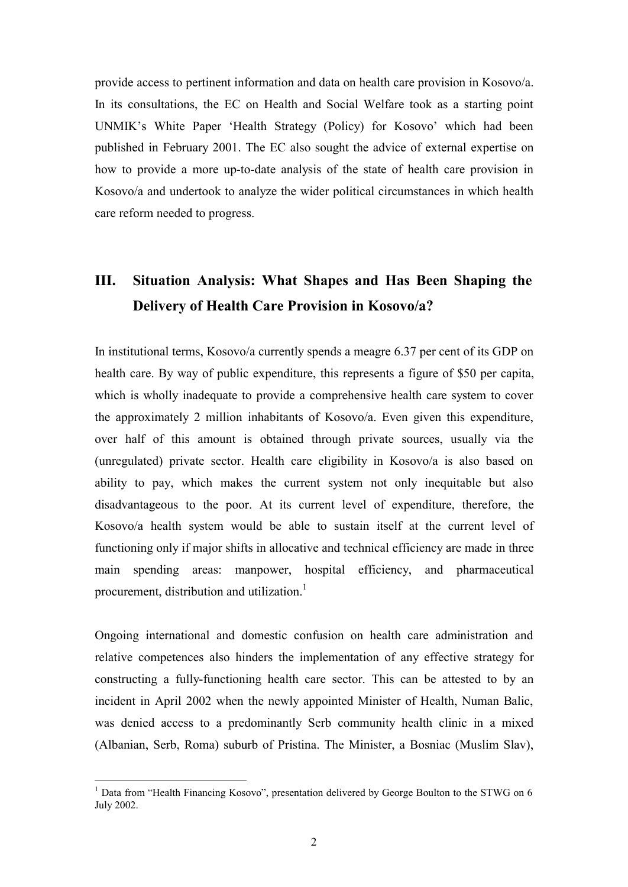provide access to pertinent information and data on health care provision in Kosovo/a. In its consultations, the EC on Health and Social Welfare took as a starting point UNMIK's White Paper 'Health Strategy (Policy) for Kosovo' which had been published in February 2001. The EC also sought the advice of external expertise on how to provide a more up-to-date analysis of the state of health care provision in Kosovo/a and undertook to analyze the wider political circumstances in which health care reform needed to progress.

## III. Situation Analysis: What Shapes and Has Been Shaping the Delivery of Health Care Provision in Kosovo/a?

In institutional terms, Kosovo/a currently spends a meagre 6.37 per cent of its GDP on health care. By way of public expenditure, this represents a figure of $50 per capita, which is wholly inadequate to provide a comprehensive health care system to cover the approximately 2 million inhabitants of Kosovo/a. Even given this expenditure, over half of this amount is obtained through private sources, usually via the (unregulated) private sector. Health care eligibility in Kosovo/a is also based on ability to pay, which makes the current system not only inequitable but also disadvantageous to the poor. At its current level of expenditure, therefore, the Kosovo/a health system would be able to sustain itself at the current level of functioning only if major shifts in allocative and technical efficiency are made in three main spending areas: manpower, hospital efficiency, and pharmaceutical procurement, distribution and utilization.[1]

Ongoing international and domestic confusion on health care administration and relative competences also hinders the implementation of any effective strategy for constructing a fully-functioning health care sector. This can be attested to by an incident in April 2002 when the newly appointed Minister of Health, Numan Balic, was denied access to a predominantly Serb community health clinic in a mixed (Albanian, Serb, Roma) suburb of Pristina. The Minister, a Bosniac (Muslim Slav),

[1] Data from "Health Financing Kosovo", presentation delivered by George Boulton to the STWG on 6 July 2002.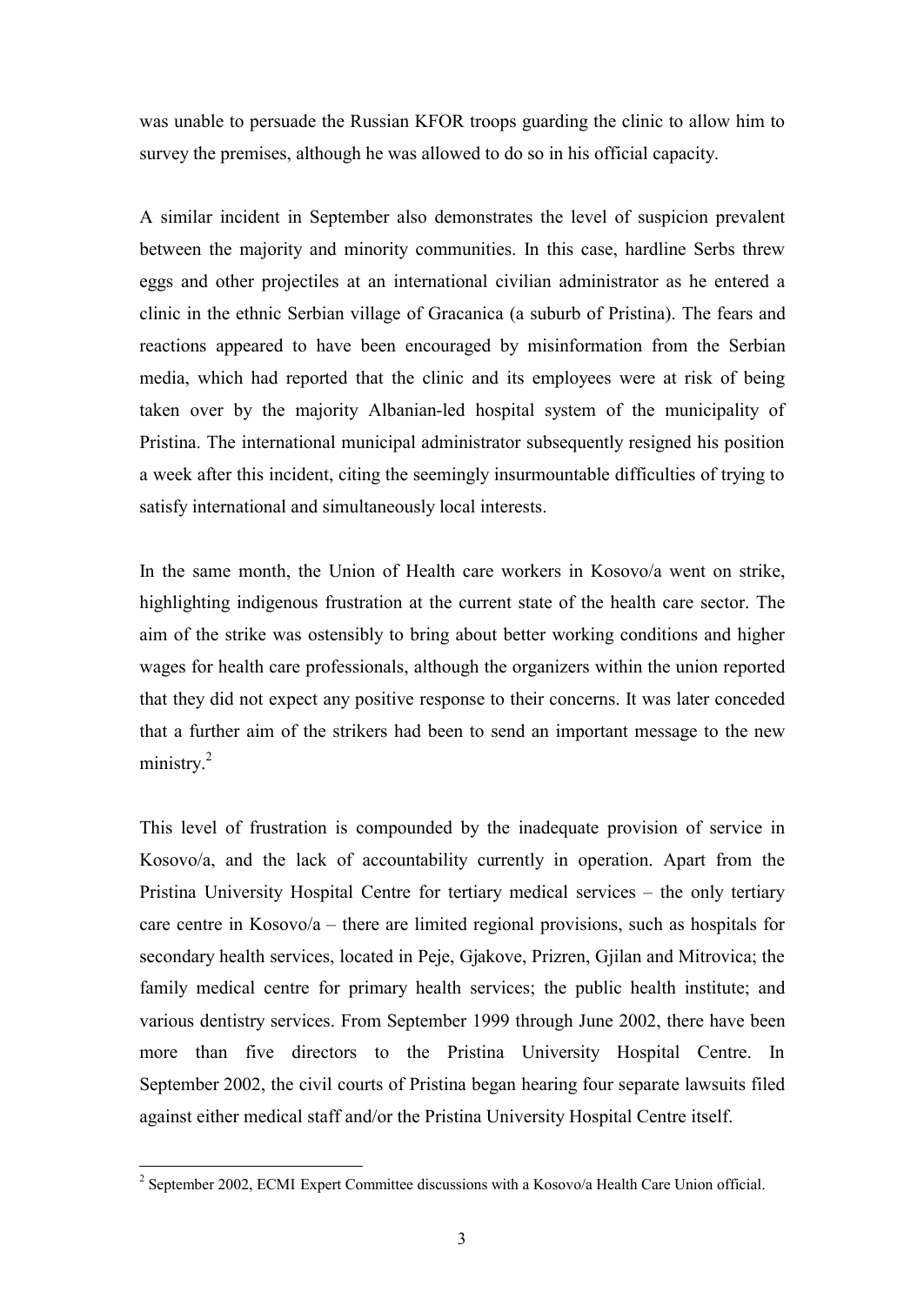was unable to persuade the Russian KFOR troops guarding the clinic to allow him to survey the premises, although he was allowed to do so in his official capacity.

A similar incident in September also demonstrates the level of suspicion prevalent between the majority and minority communities. In this case, hardline Serbs threw eggs and other projectiles at an international civilian administrator as he entered a clinic in the ethnic Serbian village of Gracanica (a suburb of Pristina). The fears and reactions appeared to have been encouraged by misinformation from the Serbian media, which had reported that the clinic and its employees were at risk of being taken over by the majority Albanian-led hospital system of the municipality of Pristina. The international municipal administrator subsequently resigned his position a week after this incident, citing the seemingly insurmountable difficulties of trying to satisfy international and simultaneously local interests.

In the same month, the Union of Health care workers in Kosovo/a went on strike, highlighting indigenous frustration at the current state of the health care sector. The aim of the strike was ostensibly to bring about better working conditions and higher wages for health care professionals, although the organizers within the union reported that they did not expect any positive response to their concerns. It was later conceded that a further aim of the strikers had been to send an important message to the new ministry.[2]

This level of frustration is compounded by the inadequate provision of service in Kosovo/a, and the lack of accountability currently in operation. Apart from the Pristina University Hospital Centre for tertiary medical services – the only tertiary care centre in Kosovo/a – there are limited regional provisions, such as hospitals for secondary health services, located in Peje, Gjakove, Prizren, Gjilan and Mitrovica; the family medical centre for primary health services; the public health institute; and various dentistry services. From September 1999 through June 2002, there have been more than five directors to the Pristina University Hospital Centre. In September 2002, the civil courts of Pristina began hearing four separate lawsuits filed against either medical staff and/or the Pristina University Hospital Centre itself.

[2] September 2002, ECMI Expert Committee discussions with a Kosovo/a Health Care Union official.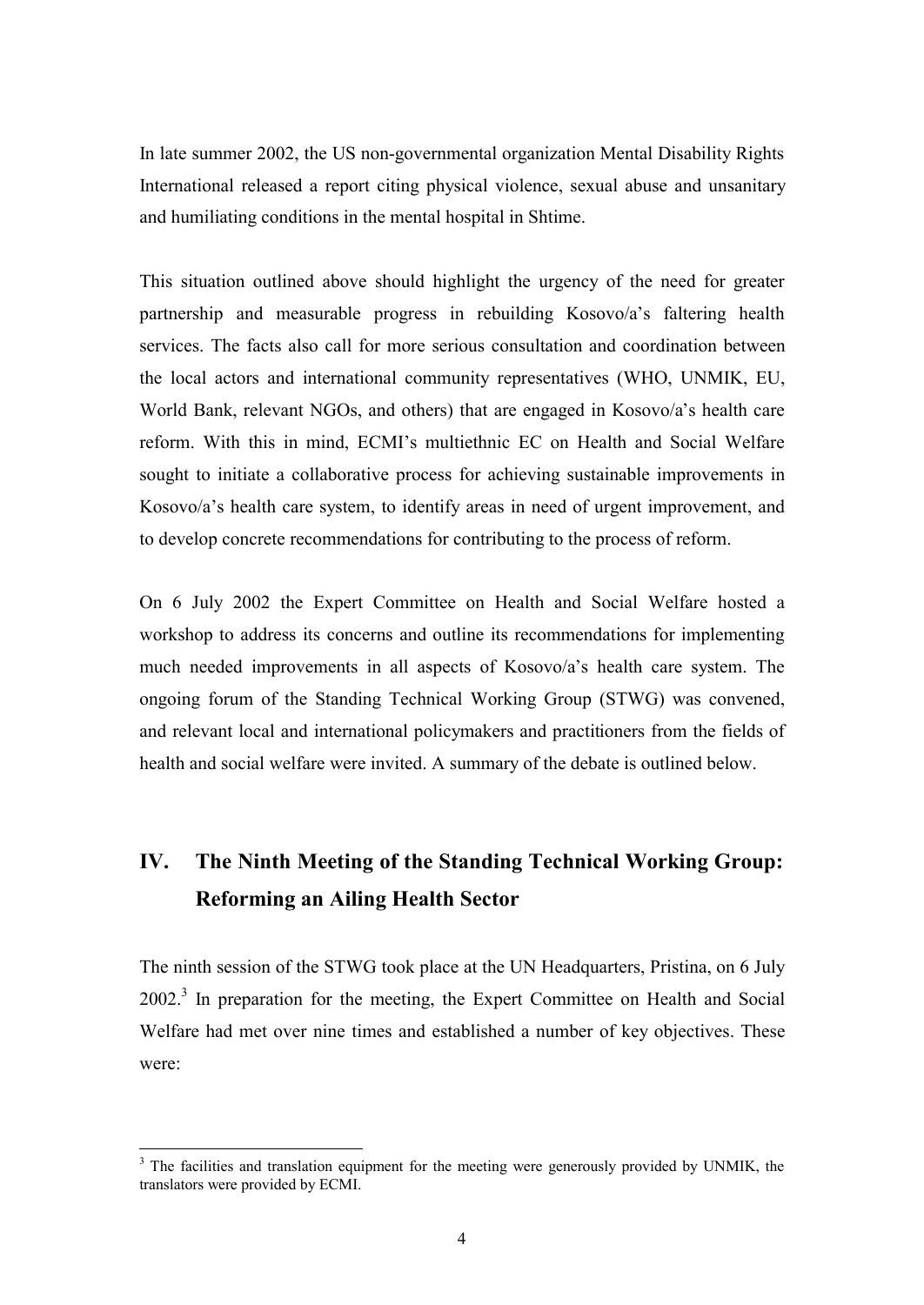In late summer 2002, the US non-governmental organization Mental Disability Rights International released a report citing physical violence, sexual abuse and unsanitary and humiliating conditions in the mental hospital in Shtime.

This situation outlined above should highlight the urgency of the need for greater partnership and measurable progress in rebuilding Kosovo/a's faltering health services. The facts also call for more serious consultation and coordination between the local actors and international community representatives (WHO, UNMIK, EU, World Bank, relevant NGOs, and others) that are engaged in Kosovo/a's health care reform. With this in mind, ECMI's multiethnic EC on Health and Social Welfare sought to initiate a collaborative process for achieving sustainable improvements in Kosovo/a's health care system, to identify areas in need of urgent improvement, and to develop concrete recommendations for contributing to the process of reform.

On 6 July 2002 the Expert Committee on Health and Social Welfare hosted a workshop to address its concerns and outline its recommendations for implementing much needed improvements in all aspects of Kosovo/a's health care system. The ongoing forum of the Standing Technical Working Group (STWG) was convened, and relevant local and international policymakers and practitioners from the fields of health and social welfare were invited. A summary of the debate is outlined below.

## IV. The Ninth Meeting of the Standing Technical Working Group: Reforming an Ailing Health Sector

The ninth session of the STWG took place at the UN Headquarters, Pristina, on 6 July 2002.[3] In preparation for the meeting, the Expert Committee on Health and Social Welfare had met over nine times and established a number of key objectives. These were:

[3] The facilities and translation equipment for the meeting were generously provided by UNMIK, the translators were provided by ECMI.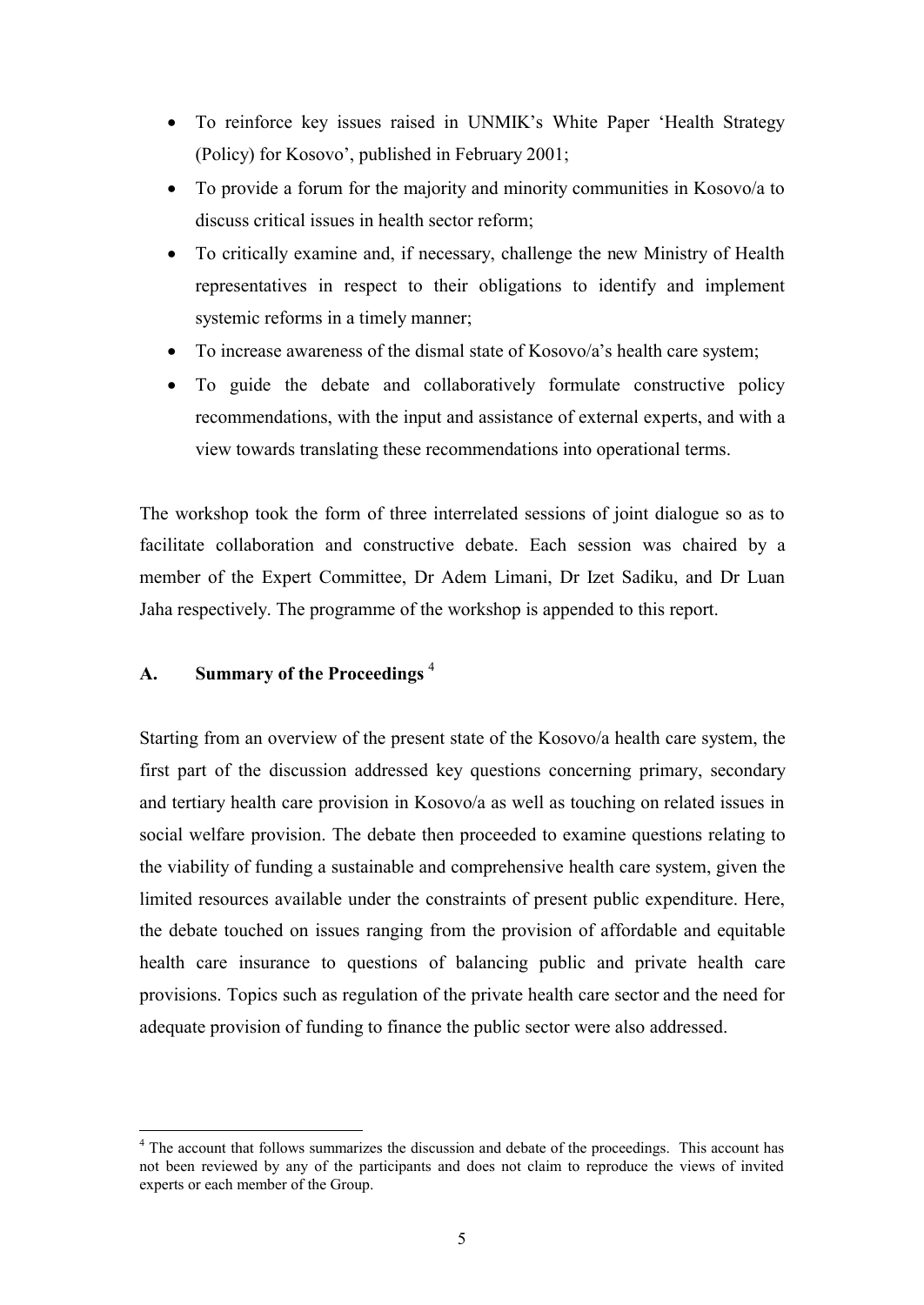- To reinforce key issues raised in UNMIK's White Paper 'Health Strategy (Policy) for Kosovo', published in February 2001;
- To provide a forum for the majority and minority communities in Kosovo/a to discuss critical issues in health sector reform;
- To critically examine and, if necessary, challenge the new Ministry of Health representatives in respect to their obligations to identify and implement systemic reforms in a timely manner;
- To increase awareness of the dismal state of Kosovo/a's health care system;
- To guide the debate and collaboratively formulate constructive policy recommendations, with the input and assistance of external experts, and with a view towards translating these recommendations into operational terms.

The workshop took the form of three interrelated sessions of joint dialogue so as to facilitate collaboration and constructive debate. Each session was chaired by a member of the Expert Committee, Dr Adem Limani, Dr Izet Sadiku, and Dr Luan Jaha respectively. The programme of the workshop is appended to this report.

## A. Summary of the Proceedings [4]

Starting from an overview of the present state of the Kosovo/a health care system, the first part of the discussion addressed key questions concerning primary, secondary and tertiary health care provision in Kosovo/a as well as touching on related issues in social welfare provision. The debate then proceeded to examine questions relating to the viability of funding a sustainable and comprehensive health care system, given the limited resources available under the constraints of present public expenditure. Here, the debate touched on issues ranging from the provision of affordable and equitable health care insurance to questions of balancing public and private health care provisions. Topics such as regulation of the private health care sector and the need for adequate provision of funding to finance the public sector were also addressed.

[4] The account that follows summarizes the discussion and debate of the proceedings. This account has not been reviewed by any of the participants and does not claim to reproduce the views of invited experts or each member of the Group.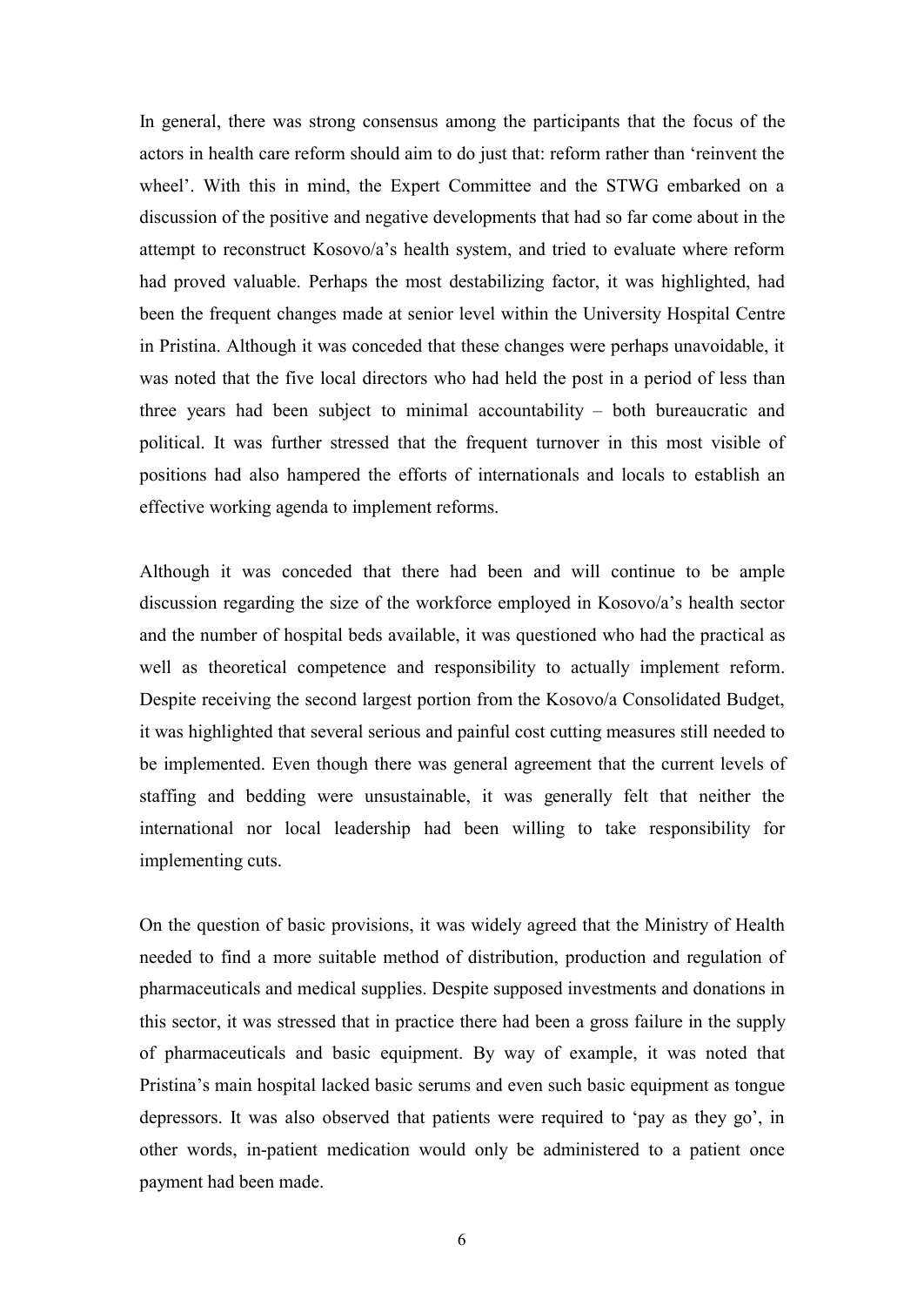In general, there was strong consensus among the participants that the focus of the actors in health care reform should aim to do just that: reform rather than 'reinvent the wheel'. With this in mind, the Expert Committee and the STWG embarked on a discussion of the positive and negative developments that had so far come about in the attempt to reconstruct Kosovo/a's health system, and tried to evaluate where reform had proved valuable. Perhaps the most destabilizing factor, it was highlighted, had been the frequent changes made at senior level within the University Hospital Centre in Pristina. Although it was conceded that these changes were perhaps unavoidable, it was noted that the five local directors who had held the post in a period of less than three years had been subject to minimal accountability – both bureaucratic and political. It was further stressed that the frequent turnover in this most visible of positions had also hampered the efforts of internationals and locals to establish an effective working agenda to implement reforms.

Although it was conceded that there had been and will continue to be ample discussion regarding the size of the workforce employed in Kosovo/a's health sector and the number of hospital beds available, it was questioned who had the practical as well as theoretical competence and responsibility to actually implement reform. Despite receiving the second largest portion from the Kosovo/a Consolidated Budget, it was highlighted that several serious and painful cost cutting measures still needed to be implemented. Even though there was general agreement that the current levels of staffing and bedding were unsustainable, it was generally felt that neither the international nor local leadership had been willing to take responsibility for implementing cuts.

On the question of basic provisions, it was widely agreed that the Ministry of Health needed to find a more suitable method of distribution, production and regulation of pharmaceuticals and medical supplies. Despite supposed investments and donations in this sector, it was stressed that in practice there had been a gross failure in the supply of pharmaceuticals and basic equipment. By way of example, it was noted that Pristina's main hospital lacked basic serums and even such basic equipment as tongue depressors. It was also observed that patients were required to 'pay as they go', in other words, in-patient medication would only be administered to a patient once payment had been made.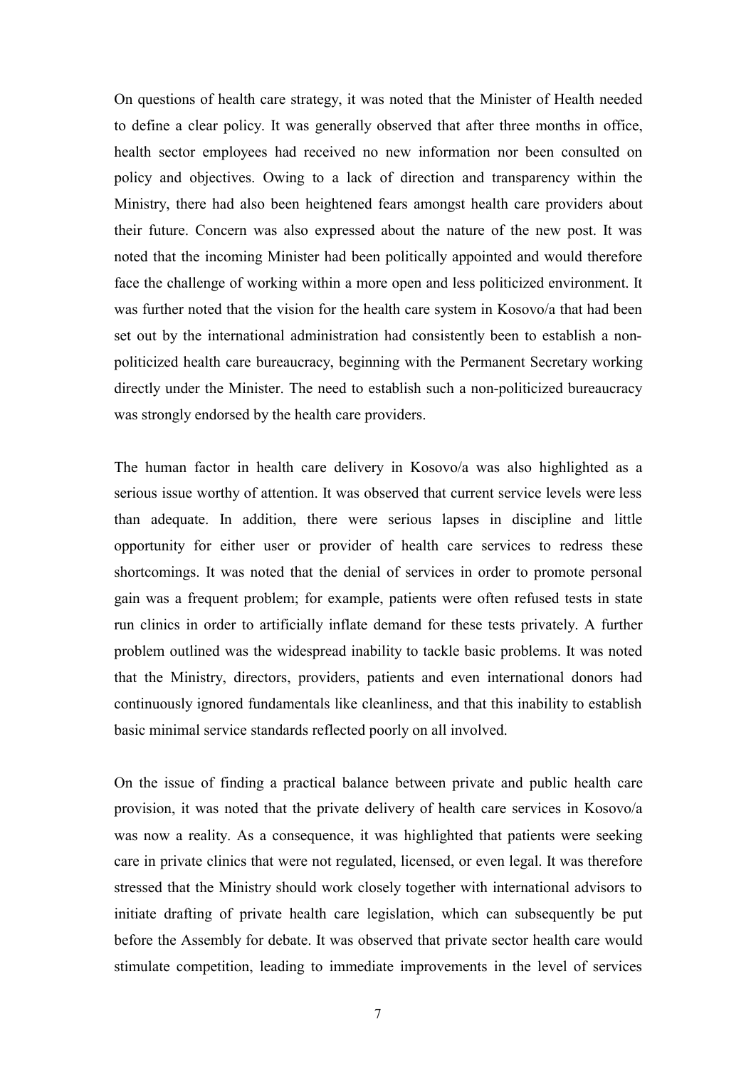On questions of health care strategy, it was noted that the Minister of Health needed to define a clear policy. It was generally observed that after three months in office, health sector employees had received no new information nor been consulted on policy and objectives. Owing to a lack of direction and transparency within the Ministry, there had also been heightened fears amongst health care providers about their future. Concern was also expressed about the nature of the new post. It was noted that the incoming Minister had been politically appointed and would therefore face the challenge of working within a more open and less politicized environment. It was further noted that the vision for the health care system in Kosovo/a that had been set out by the international administration had consistently been to establish a non-politicized health care bureaucracy, beginning with the Permanent Secretary working directly under the Minister. The need to establish such a non-politicized bureaucracy was strongly endorsed by the health care providers.

The human factor in health care delivery in Kosovo/a was also highlighted as a serious issue worthy of attention. It was observed that current service levels were less than adequate. In addition, there were serious lapses in discipline and little opportunity for either user or provider of health care services to redress these shortcomings. It was noted that the denial of services in order to promote personal gain was a frequent problem; for example, patients were often refused tests in state run clinics in order to artificially inflate demand for these tests privately. A further problem outlined was the widespread inability to tackle basic problems. It was noted that the Ministry, directors, providers, patients and even international donors had continuously ignored fundamentals like cleanliness, and that this inability to establish basic minimal service standards reflected poorly on all involved.

On the issue of finding a practical balance between private and public health care provision, it was noted that the private delivery of health care services in Kosovo/a was now a reality. As a consequence, it was highlighted that patients were seeking care in private clinics that were not regulated, licensed, or even legal. It was therefore stressed that the Ministry should work closely together with international advisors to initiate drafting of private health care legislation, which can subsequently be put before the Assembly for debate. It was observed that private sector health care would stimulate competition, leading to immediate improvements in the level of services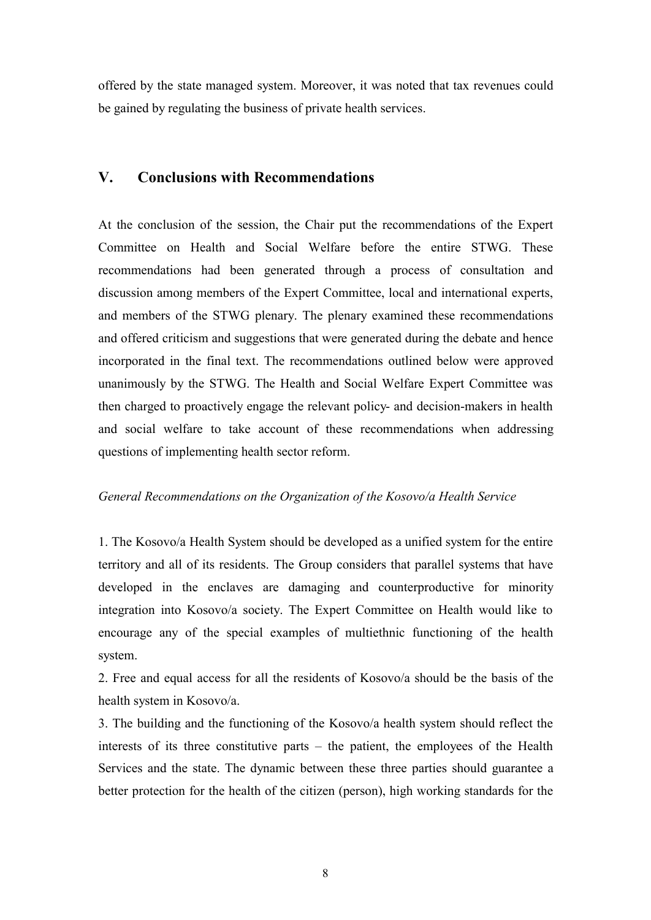offered by the state managed system. Moreover, it was noted that tax revenues could be gained by regulating the business of private health services.

## V. Conclusions with Recommendations

At the conclusion of the session, the Chair put the recommendations of the Expert Committee on Health and Social Welfare before the entire STWG. These recommendations had been generated through a process of consultation and discussion among members of the Expert Committee, local and international experts, and members of the STWG plenary. The plenary examined these recommendations and offered criticism and suggestions that were generated during the debate and hence incorporated in the final text. The recommendations outlined below were approved unanimously by the STWG. The Health and Social Welfare Expert Committee was then charged to proactively engage the relevant policy- and decision-makers in health and social welfare to take account of these recommendations when addressing questions of implementing health sector reform.

*General Recommendations on the Organization of the Kosovo/a Health Service*

1. The Kosovo/a Health System should be developed as a unified system for the entire territory and all of its residents. The Group considers that parallel systems that have developed in the enclaves are damaging and counterproductive for minority integration into Kosovo/a society. The Expert Committee on Health would like to encourage any of the special examples of multiethnic functioning of the health system.
2. Free and equal access for all the residents of Kosovo/a should be the basis of the health system in Kosovo/a.
3. The building and the functioning of the Kosovo/a health system should reflect the interests of its three constitutive parts – the patient, the employees of the Health Services and the state. The dynamic between these three parties should guarantee a better protection for the health of the citizen (person), high working standards for the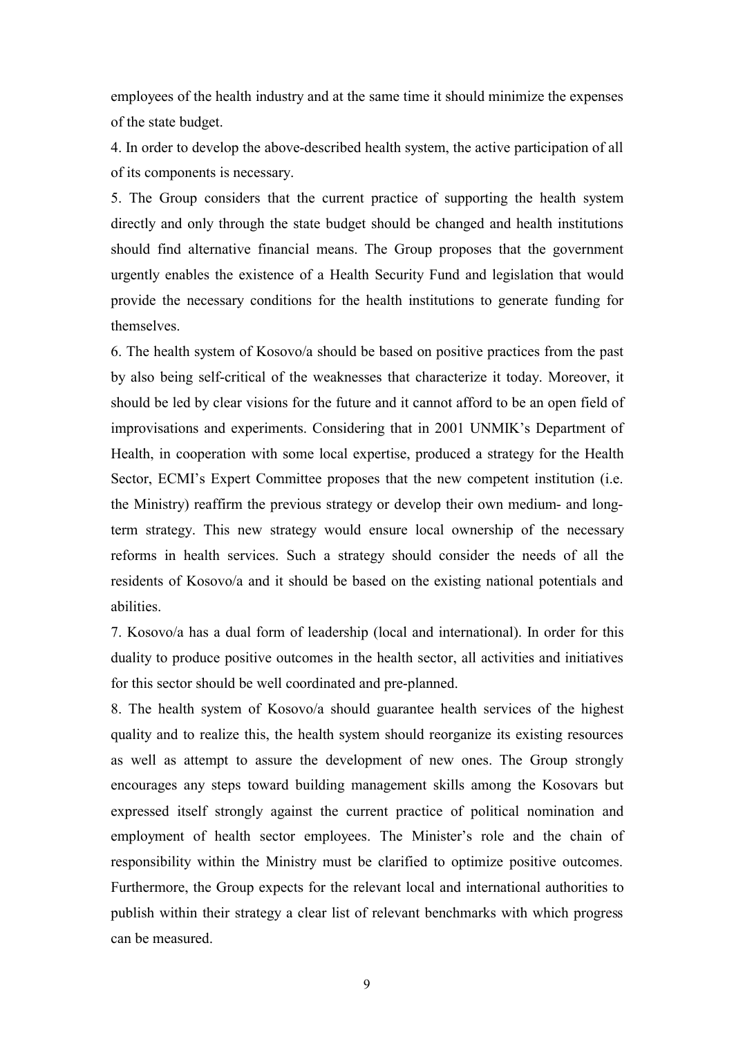employees of the health industry and at the same time it should minimize the expenses of the state budget.

4. In order to develop the above-described health system, the active participation of all of its components is necessary.

5. The Group considers that the current practice of supporting the health system directly and only through the state budget should be changed and health institutions should find alternative financial means. The Group proposes that the government urgently enables the existence of a Health Security Fund and legislation that would provide the necessary conditions for the health institutions to generate funding for themselves.

6. The health system of Kosovo/a should be based on positive practices from the past by also being self-critical of the weaknesses that characterize it today. Moreover, it should be led by clear visions for the future and it cannot afford to be an open field of improvisations and experiments. Considering that in 2001 UNMIK's Department of Health, in cooperation with some local expertise, produced a strategy for the Health Sector, ECMI's Expert Committee proposes that the new competent institution (i.e. the Ministry) reaffirm the previous strategy or develop their own medium- and long-term strategy. This new strategy would ensure local ownership of the necessary reforms in health services. Such a strategy should consider the needs of all the residents of Kosovo/a and it should be based on the existing national potentials and abilities.

7. Kosovo/a has a dual form of leadership (local and international). In order for this duality to produce positive outcomes in the health sector, all activities and initiatives for this sector should be well coordinated and pre-planned.

8. The health system of Kosovo/a should guarantee health services of the highest quality and to realize this, the health system should reorganize its existing resources as well as attempt to assure the development of new ones. The Group strongly encourages any steps toward building management skills among the Kosovars but expressed itself strongly against the current practice of political nomination and employment of health sector employees. The Minister's role and the chain of responsibility within the Ministry must be clarified to optimize positive outcomes. Furthermore, the Group expects for the relevant local and international authorities to publish within their strategy a clear list of relevant benchmarks with which progress can be measured.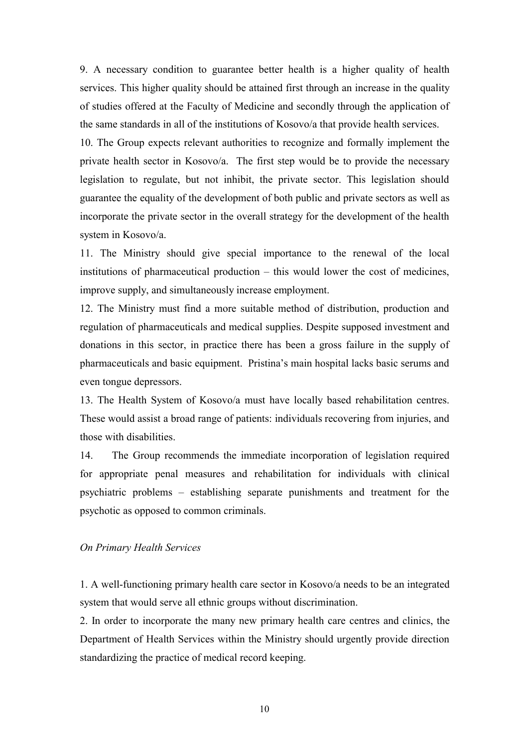9. A necessary condition to guarantee better health is a higher quality of health services. This higher quality should be attained first through an increase in the quality of studies offered at the Faculty of Medicine and secondly through the application of the same standards in all of the institutions of Kosovo/a that provide health services.

10. The Group expects relevant authorities to recognize and formally implement the private health sector in Kosovo/a. The first step would be to provide the necessary legislation to regulate, but not inhibit, the private sector. This legislation should guarantee the equality of the development of both public and private sectors as well as incorporate the private sector in the overall strategy for the development of the health system in Kosovo/a.

11. The Ministry should give special importance to the renewal of the local institutions of pharmaceutical production – this would lower the cost of medicines, improve supply, and simultaneously increase employment.

12. The Ministry must find a more suitable method of distribution, production and regulation of pharmaceuticals and medical supplies. Despite supposed investment and donations in this sector, in practice there has been a gross failure in the supply of pharmaceuticals and basic equipment. Pristina's main hospital lacks basic serums and even tongue depressors.

13. The Health System of Kosovo/a must have locally based rehabilitation centres. These would assist a broad range of patients: individuals recovering from injuries, and those with disabilities.

14. The Group recommends the immediate incorporation of legislation required for appropriate penal measures and rehabilitation for individuals with clinical psychiatric problems – establishing separate punishments and treatment for the psychotic as opposed to common criminals.

*On Primary Health Services*

1. A well-functioning primary health care sector in Kosovo/a needs to be an integrated system that would serve all ethnic groups without discrimination.

2. In order to incorporate the many new primary health care centres and clinics, the Department of Health Services within the Ministry should urgently provide direction standardizing the practice of medical record keeping.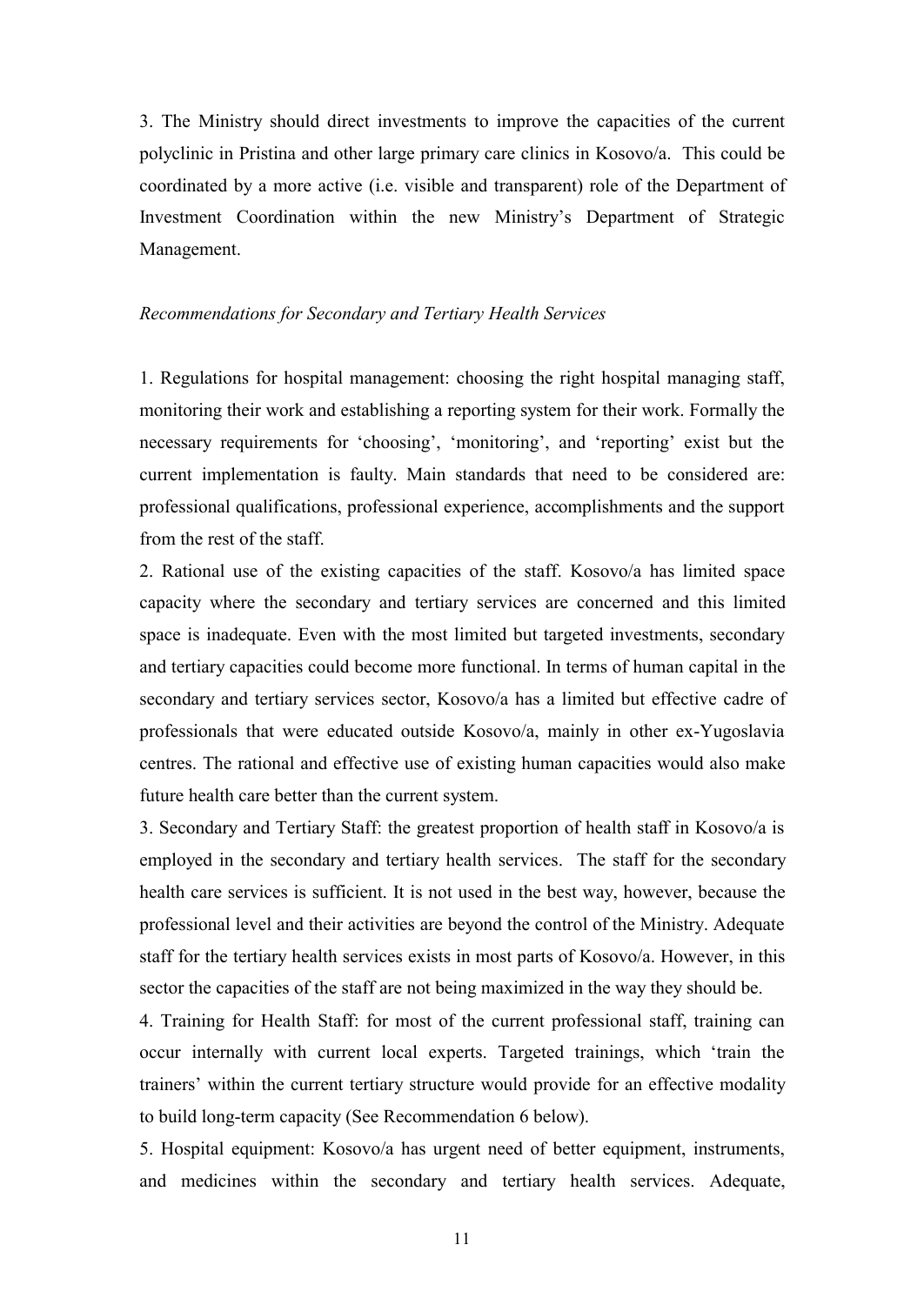3. The Ministry should direct investments to improve the capacities of the current polyclinic in Pristina and other large primary care clinics in Kosovo/a. This could be coordinated by a more active (i.e. visible and transparent) role of the Department of Investment Coordination within the new Ministry's Department of Strategic Management.

*Recommendations for Secondary and Tertiary Health Services*

1. Regulations for hospital management: choosing the right hospital managing staff, monitoring their work and establishing a reporting system for their work. Formally the necessary requirements for 'choosing', 'monitoring', and 'reporting' exist but the current implementation is faulty. Main standards that need to be considered are: professional qualifications, professional experience, accomplishments and the support from the rest of the staff.

2. Rational use of the existing capacities of the staff. Kosovo/a has limited space capacity where the secondary and tertiary services are concerned and this limited space is inadequate. Even with the most limited but targeted investments, secondary and tertiary capacities could become more functional. In terms of human capital in the secondary and tertiary services sector, Kosovo/a has a limited but effective cadre of professionals that were educated outside Kosovo/a, mainly in other ex-Yugoslavia centres. The rational and effective use of existing human capacities would also make future health care better than the current system.

3. Secondary and Tertiary Staff: the greatest proportion of health staff in Kosovo/a is employed in the secondary and tertiary health services. The staff for the secondary health care services is sufficient. It is not used in the best way, however, because the professional level and their activities are beyond the control of the Ministry. Adequate staff for the tertiary health services exists in most parts of Kosovo/a. However, in this sector the capacities of the staff are not being maximized in the way they should be.

4. Training for Health Staff: for most of the current professional staff, training can occur internally with current local experts. Targeted trainings, which 'train the trainers' within the current tertiary structure would provide for an effective modality to build long-term capacity (See Recommendation 6 below).

5. Hospital equipment: Kosovo/a has urgent need of better equipment, instruments, and medicines within the secondary and tertiary health services. Adequate,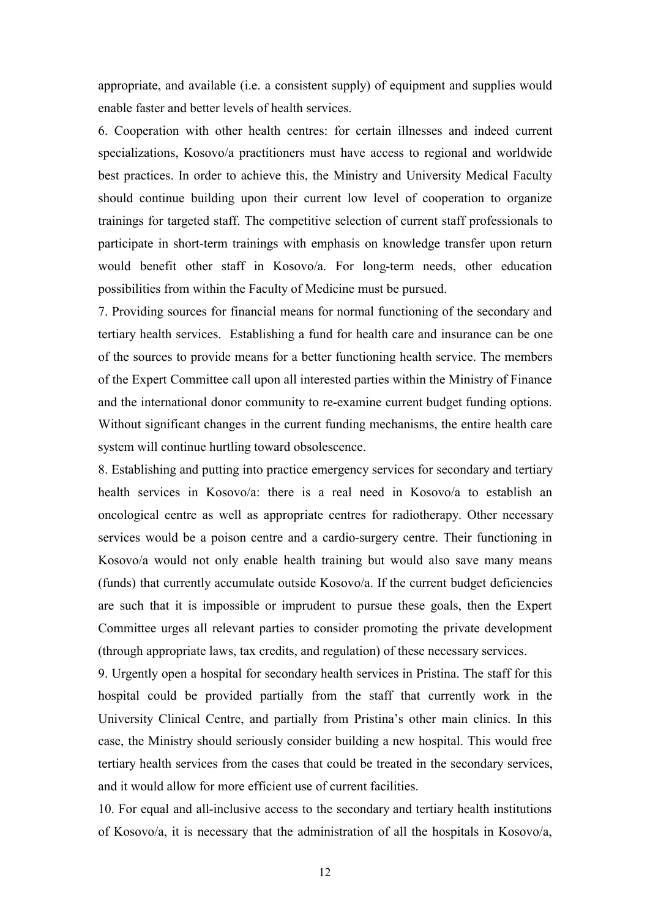appropriate, and available (i.e. a consistent supply) of equipment and supplies would enable faster and better levels of health services.

6. Cooperation with other health centres: for certain illnesses and indeed current specializations, Kosovo/a practitioners must have access to regional and worldwide best practices. In order to achieve this, the Ministry and University Medical Faculty should continue building upon their current low level of cooperation to organize trainings for targeted staff. The competitive selection of current staff professionals to participate in short-term trainings with emphasis on knowledge transfer upon return would benefit other staff in Kosovo/a. For long-term needs, other education possibilities from within the Faculty of Medicine must be pursued.

7. Providing sources for financial means for normal functioning of the secondary and tertiary health services. Establishing a fund for health care and insurance can be one of the sources to provide means for a better functioning health service. The members of the Expert Committee call upon all interested parties within the Ministry of Finance and the international donor community to re-examine current budget funding options. Without significant changes in the current funding mechanisms, the entire health care system will continue hurtling toward obsolescence.

8. Establishing and putting into practice emergency services for secondary and tertiary health services in Kosovo/a: there is a real need in Kosovo/a to establish an oncological centre as well as appropriate centres for radiotherapy. Other necessary services would be a poison centre and a cardio-surgery centre. Their functioning in Kosovo/a would not only enable health training but would also save many means (funds) that currently accumulate outside Kosovo/a. If the current budget deficiencies are such that it is impossible or imprudent to pursue these goals, then the Expert Committee urges all relevant parties to consider promoting the private development (through appropriate laws, tax credits, and regulation) of these necessary services.

9. Urgently open a hospital for secondary health services in Pristina. The staff for this hospital could be provided partially from the staff that currently work in the University Clinical Centre, and partially from Pristina's other main clinics. In this case, the Ministry should seriously consider building a new hospital. This would free tertiary health services from the cases that could be treated in the secondary services, and it would allow for more efficient use of current facilities.

10. For equal and all-inclusive access to the secondary and tertiary health institutions of Kosovo/a, it is necessary that the administration of all the hospitals in Kosovo/a,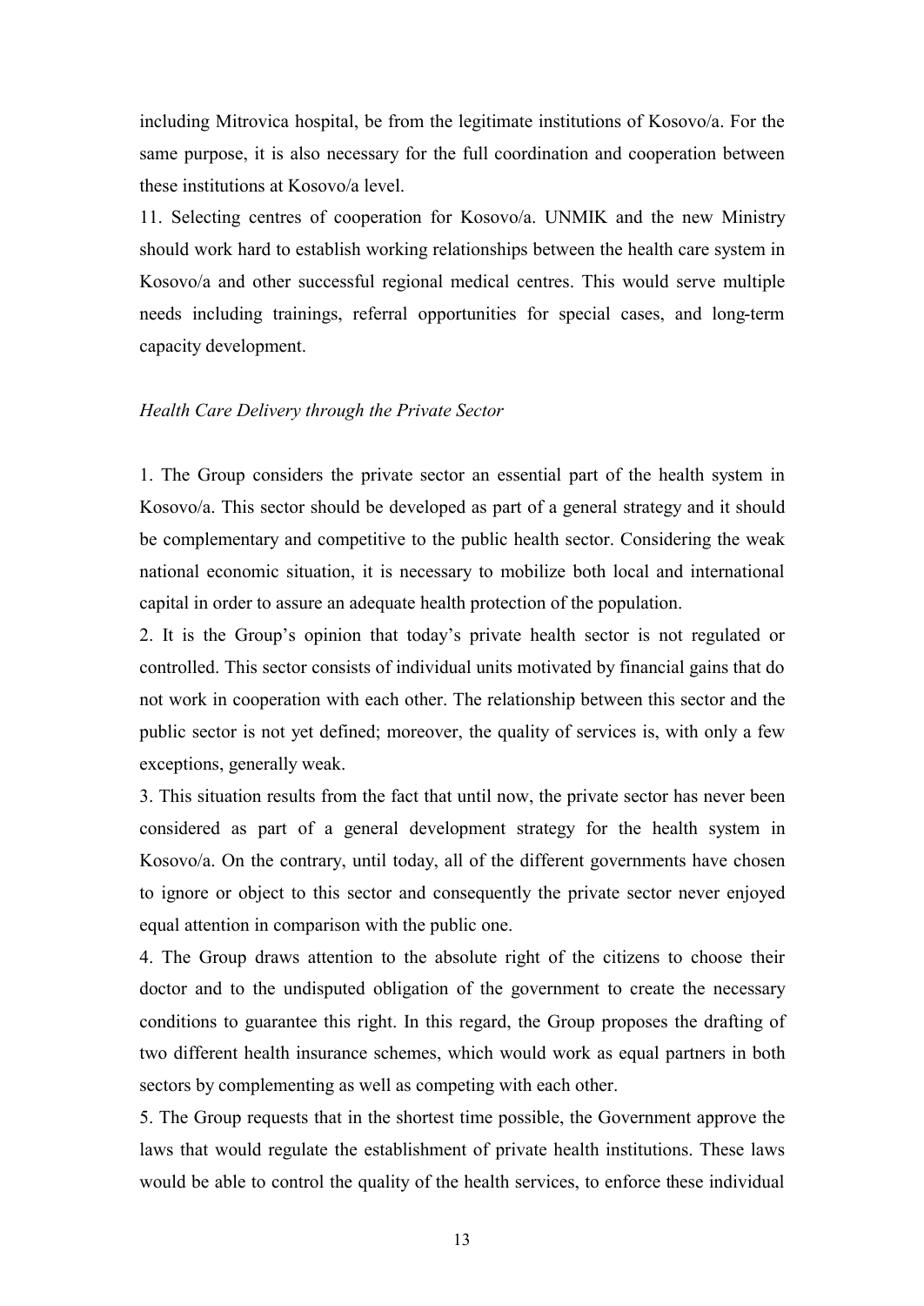including Mitrovica hospital, be from the legitimate institutions of Kosovo/a. For the same purpose, it is also necessary for the full coordination and cooperation between these institutions at Kosovo/a level.

11. Selecting centres of cooperation for Kosovo/a. UNMIK and the new Ministry should work hard to establish working relationships between the health care system in Kosovo/a and other successful regional medical centres. This would serve multiple needs including trainings, referral opportunities for special cases, and long-term capacity development.

*Health Care Delivery through the Private Sector*

1. The Group considers the private sector an essential part of the health system in Kosovo/a. This sector should be developed as part of a general strategy and it should be complementary and competitive to the public health sector. Considering the weak national economic situation, it is necessary to mobilize both local and international capital in order to assure an adequate health protection of the population.

2. It is the Group's opinion that today's private health sector is not regulated or controlled. This sector consists of individual units motivated by financial gains that do not work in cooperation with each other. The relationship between this sector and the public sector is not yet defined; moreover, the quality of services is, with only a few exceptions, generally weak.

3. This situation results from the fact that until now, the private sector has never been considered as part of a general development strategy for the health system in Kosovo/a. On the contrary, until today, all of the different governments have chosen to ignore or object to this sector and consequently the private sector never enjoyed equal attention in comparison with the public one.

4. The Group draws attention to the absolute right of the citizens to choose their doctor and to the undisputed obligation of the government to create the necessary conditions to guarantee this right. In this regard, the Group proposes the drafting of two different health insurance schemes, which would work as equal partners in both sectors by complementing as well as competing with each other.

5. The Group requests that in the shortest time possible, the Government approve the laws that would regulate the establishment of private health institutions. These laws would be able to control the quality of the health services, to enforce these individual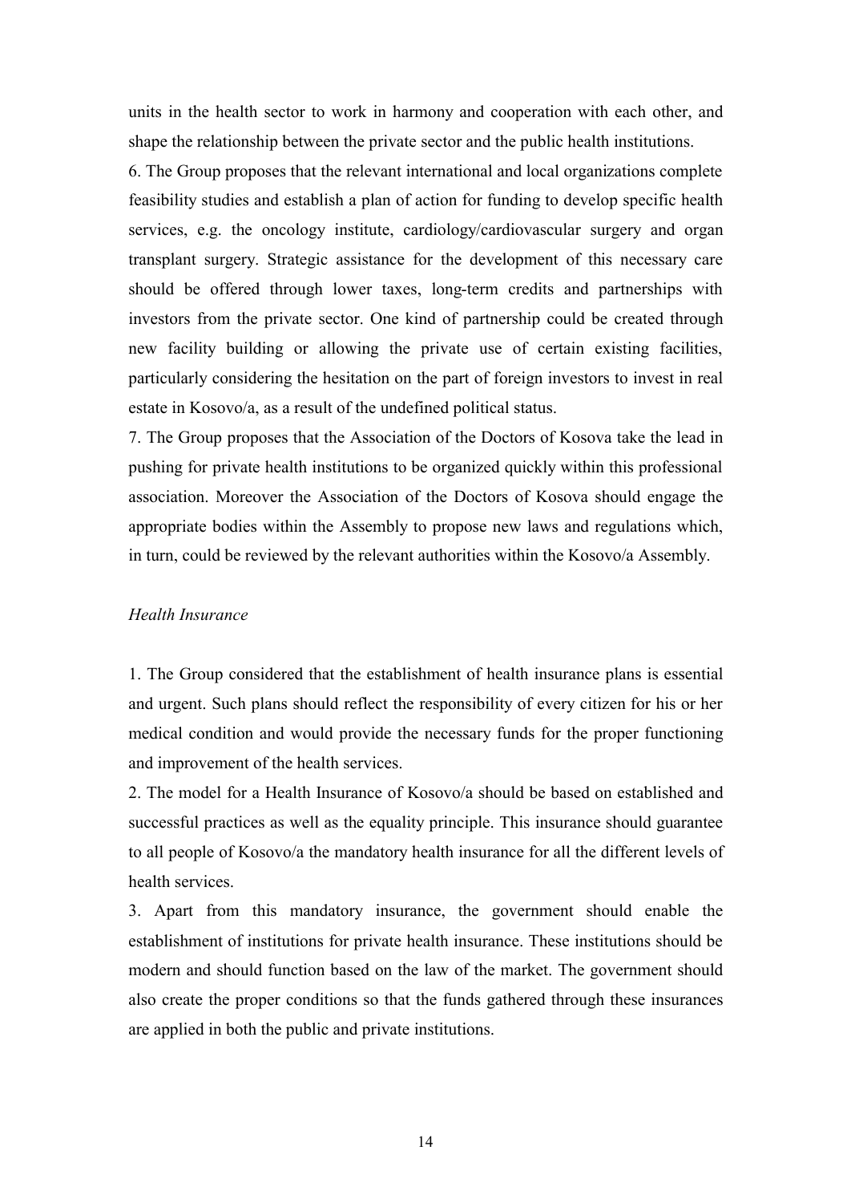units in the health sector to work in harmony and cooperation with each other, and shape the relationship between the private sector and the public health institutions.

6. The Group proposes that the relevant international and local organizations complete feasibility studies and establish a plan of action for funding to develop specific health services, e.g. the oncology institute, cardiology/cardiovascular surgery and organ transplant surgery. Strategic assistance for the development of this necessary care should be offered through lower taxes, long-term credits and partnerships with investors from the private sector. One kind of partnership could be created through new facility building or allowing the private use of certain existing facilities, particularly considering the hesitation on the part of foreign investors to invest in real estate in Kosovo/a, as a result of the undefined political status.

7. The Group proposes that the Association of the Doctors of Kosova take the lead in pushing for private health institutions to be organized quickly within this professional association. Moreover the Association of the Doctors of Kosova should engage the appropriate bodies within the Assembly to propose new laws and regulations which, in turn, could be reviewed by the relevant authorities within the Kosovo/a Assembly.

*Health Insurance*

1. The Group considered that the establishment of health insurance plans is essential and urgent. Such plans should reflect the responsibility of every citizen for his or her medical condition and would provide the necessary funds for the proper functioning and improvement of the health services.

2. The model for a Health Insurance of Kosovo/a should be based on established and successful practices as well as the equality principle. This insurance should guarantee to all people of Kosovo/a the mandatory health insurance for all the different levels of health services.

3. Apart from this mandatory insurance, the government should enable the establishment of institutions for private health insurance. These institutions should be modern and should function based on the law of the market. The government should also create the proper conditions so that the funds gathered through these insurances are applied in both the public and private institutions.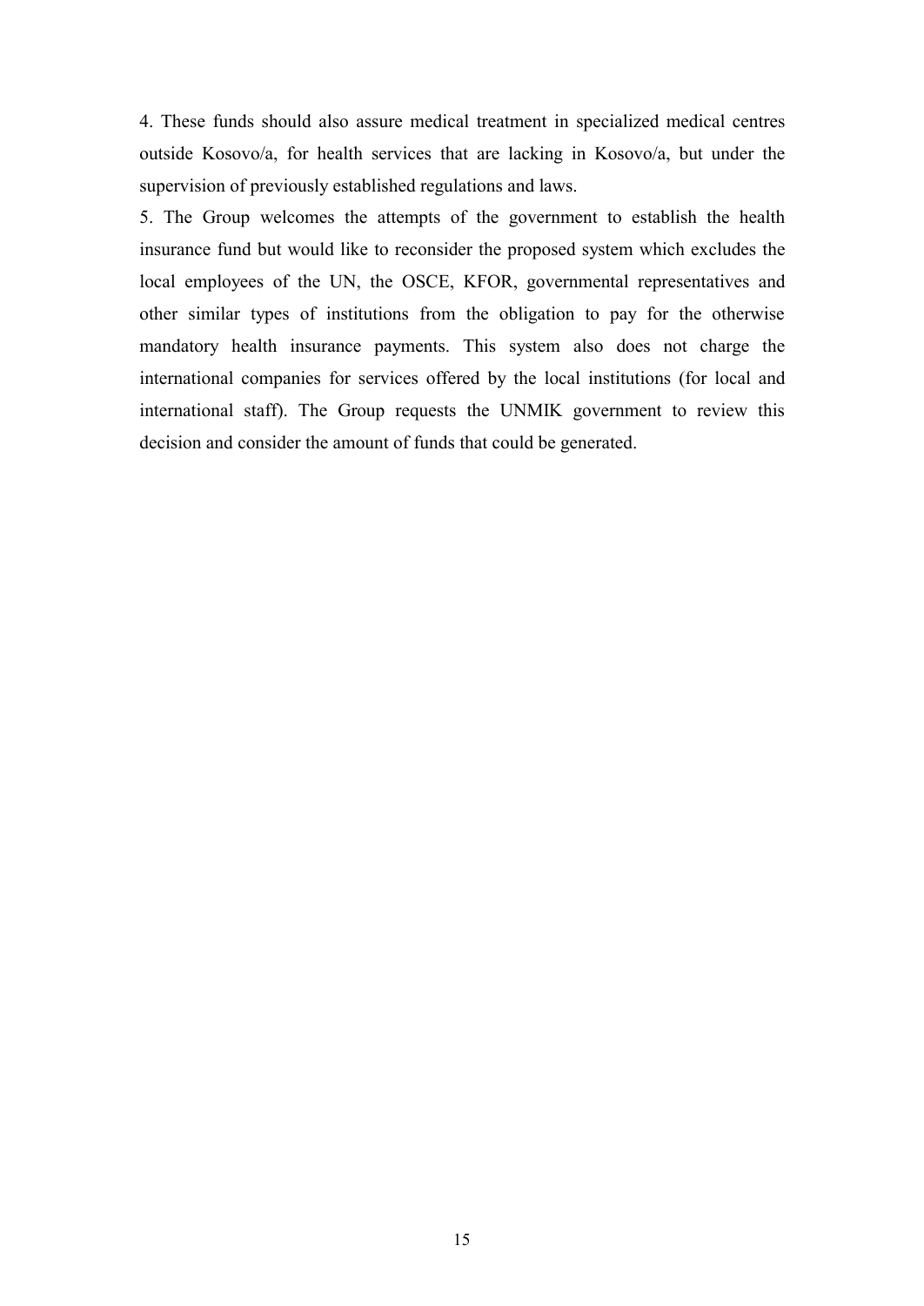4. These funds should also assure medical treatment in specialized medical centres outside Kosovo/a, for health services that are lacking in Kosovo/a, but under the supervision of previously established regulations and laws.

5. The Group welcomes the attempts of the government to establish the health insurance fund but would like to reconsider the proposed system which excludes the local employees of the UN, the OSCE, KFOR, governmental representatives and other similar types of institutions from the obligation to pay for the otherwise mandatory health insurance payments. This system also does not charge the international companies for services offered by the local institutions (for local and international staff). The Group requests the UNMIK government to review this decision and consider the amount of funds that could be generated.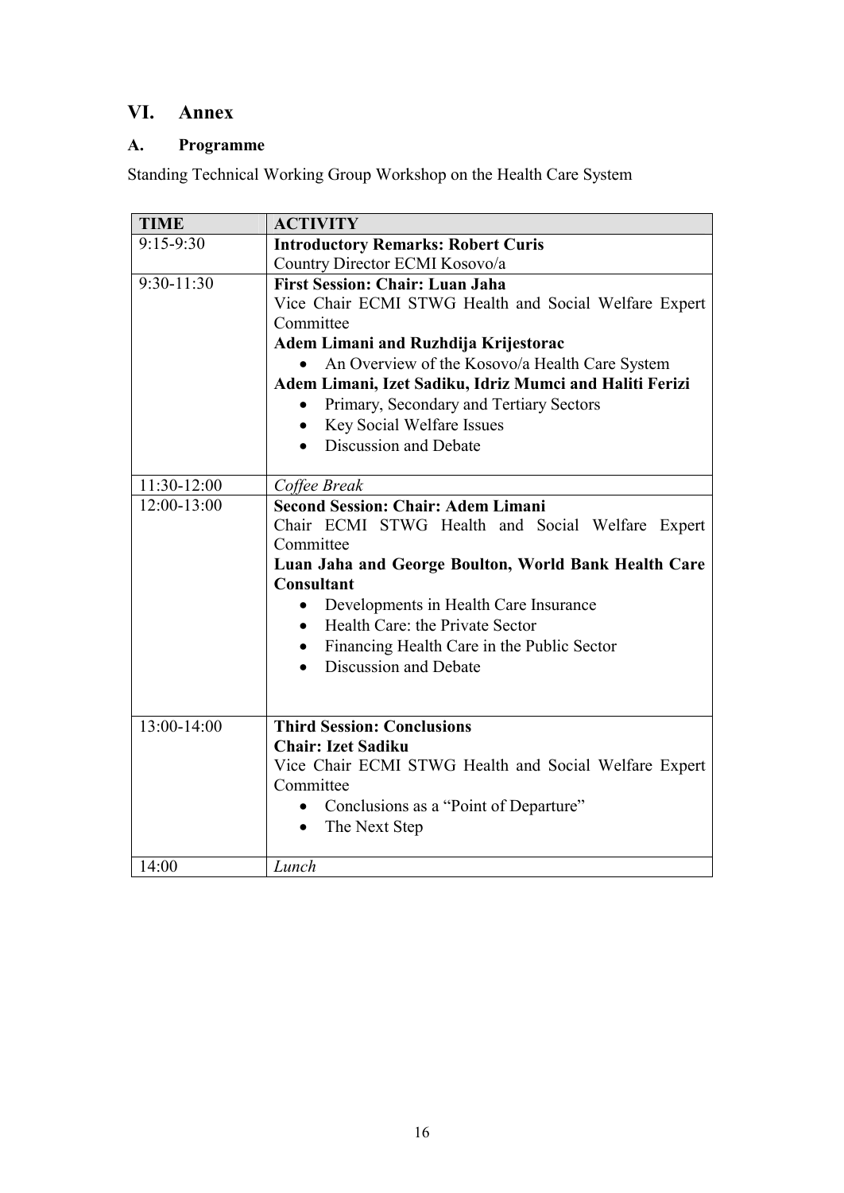# VI. Annex

## A. Programme

Standing Technical Working Group Workshop on the Health Care System

| TIME | ACTIVITY |
|---|---|
| 9:15-9:30 | **Introductory Remarks: Robert Curis**<br>Country Director ECMI Kosovo/a |
| 9:30-11:30 | **First Session: Chair: Luan Jaha**<br>Vice Chair ECMI STWG Health and Social Welfare Expert Committee<br>**Adem Limani and Ruzhdija Krijestorac**<br>• An Overview of the Kosovo/a Health Care System<br>**Adem Limani, Izet Sadiku, Idriz Mumci and Haliti Ferizi**<br>• Primary, Secondary and Tertiary Sectors<br>• Key Social Welfare Issues<br>• Discussion and Debate |
| 11:30-12:00 | *Coffee Break* |
| 12:00-13:00 | **Second Session: Chair: Adem Limani**<br>Chair ECMI STWG Health and Social Welfare Expert Committee<br>**Luan Jaha and George Boulton, World Bank Health Care Consultant**<br>• Developments in Health Care Insurance<br>• Health Care: the Private Sector<br>• Financing Health Care in the Public Sector<br>• Discussion and Debate |
| 13:00-14:00 | **Third Session: Conclusions**<br>**Chair: Izet Sadiku**<br>Vice Chair ECMI STWG Health and Social Welfare Expert Committee<br>• Conclusions as a "Point of Departure"<br>• The Next Step |
| 14:00 | *Lunch* |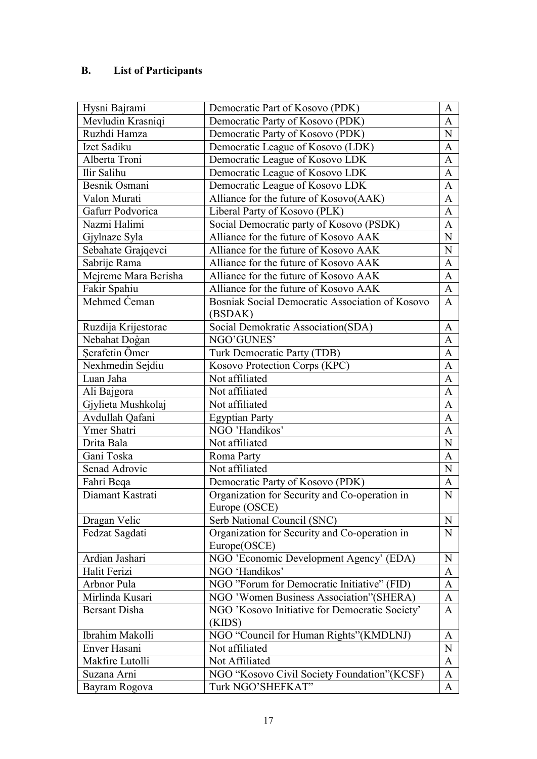## B. List of Participants

| | | |
|---|---|---|
| Hysni Bajrami | Democratic Part of Kosovo (PDK) | A |
| Mevludin Krasniqi | Democratic Party of Kosovo (PDK) | A |
| Ruzhdi Hamza | Democratic Party of Kosovo (PDK) | N |
| Izet Sadiku | Democratic League of Kosovo (LDK) | A |
| Alberta Troni | Democratic League of Kosovo LDK | A |
| Ilir Salihu | Democratic League of Kosovo LDK | A |
| Besnik Osmani | Democratic League of Kosovo LDK | A |
| Valon Murati | Alliance for the future of Kosovo(AAK) | A |
| Gafurr Podvorica | Liberal Party of Kosovo (PLK) | A |
| Nazmi Halimi | Social Democratic party of Kosovo (PSDK) | A |
| Gjylnaze Syla | Alliance for the future of Kosovo AAK | N |
| Sebahate Grajqevci | Alliance for the future of Kosovo AAK | N |
| Sabrije Rama | Alliance for the future of Kosovo AAK | A |
| Mejreme Mara Berisha | Alliance for the future of Kosovo AAK | A |
| Fakir Spahiu | Alliance for the future of Kosovo AAK | A |
| Mehmed Ćeman | Bosniak Social Democratic Association of Kosovo (BSDAK) | A |
| Ruzdija Krijestorac | Social Demokratic Association(SDA) | A |
| Nebahat Doġan | NGO'GUNES' | A |
| Şerafetin Ömer | Turk Democratic Party (TDB) | A |
| Nexhmedin Sejdiu | Kosovo Protection Corps (KPC) | A |
| Luan Jaha | Not affiliated | A |
| Ali Bajgora | Not affiliated | A |
| Gjylieta Mushkolaj | Not affiliated | A |
| Avdullah Qafani | Egyptian Party | A |
| Ymer Shatri | NGO 'Handikos' | A |
| Drita Bala | Not affiliated | N |
| Gani Toska | Roma Party | A |
| Senad Adrovic | Not affiliated | N |
| Fahri Beqa | Democratic Party of Kosovo (PDK) | A |
| Diamant Kastrati | Organization for Security and Co-operation in Europe (OSCE) | N |
| Dragan Velic | Serb National Council (SNC) | N |
| Fedzat Sagdati | Organization for Security and Co-operation in Europe(OSCE) | N |
| Ardian Jashari | NGO 'Economic Development Agency' (EDA) | N |
| Halit Ferizi | NGO 'Handikos' | A |
| Arbnor Pula | NGO "Forum for Democratic Initiative" (FID) | A |
| Mirlinda Kusari | NGO 'Women Business Association"(SHERA) | A |
| Bersant Disha | NGO 'Kosovo Initiative for Democratic Society' (KIDS) | A |
| Ibrahim Makolli | NGO "Council for Human Rights"(KMDLNJ) | A |
| Enver Hasani | Not affiliated | N |
| Makfire Lutolli | Not Affiliated | A |
| Suzana Arni | NGO "Kosovo Civil Society Foundation"(KCSF) | A |
| Bayram Rogova | Turk NGO'SHEFKAT" | A |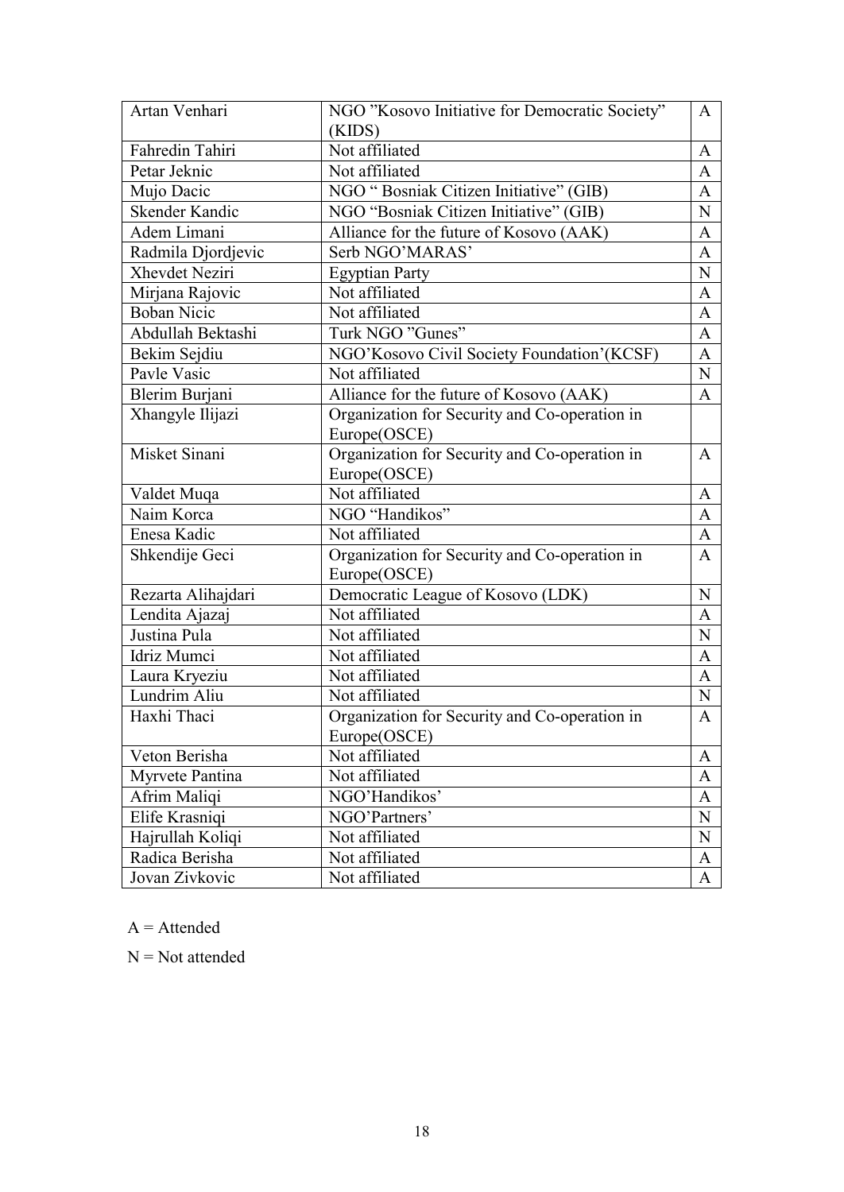| | | |
|---|---|---|
| Artan Venhari | NGO "Kosovo Initiative for Democratic Society" (KIDS) | A |
| Fahredin Tahiri | Not affiliated | A |
| Petar Jeknic | Not affiliated | A |
| Mujo Dacic | NGO " Bosniak Citizen Initiative" (GIB) | A |
| Skender Kandic | NGO "Bosniak Citizen Initiative" (GIB) | N |
| Adem Limani | Alliance for the future of Kosovo (AAK) | A |
| Radmila Djordjevic | Serb NGO'MARAS' | A |
| Xhevdet Neziri | Egyptian Party | N |
| Mirjana Rajovic | Not affiliated | A |
| Boban Nicic | Not affiliated | A |
| Abdullah Bektashi | Turk NGO "Gunes" | A |
| Bekim Sejdiu | NGO'Kosovo Civil Society Foundation'(KCSF) | A |
| Pavle Vasic | Not affiliated | N |
| Blerim Burjani | Alliance for the future of Kosovo (AAK) | A |
| Xhangyle Ilijazi | Organization for Security and Co-operation in Europe(OSCE) | |
| Misket Sinani | Organization for Security and Co-operation in Europe(OSCE) | A |
| Valdet Muqa | Not affiliated | A |
| Naim Korca | NGO "Handikos" | A |
| Enesa Kadic | Not affiliated | A |
| Shkendije Geci | Organization for Security and Co-operation in Europe(OSCE) | A |
| Rezarta Alihajdari | Democratic League of Kosovo (LDK) | N |
| Lendita Ajazaj | Not affiliated | A |
| Justina Pula | Not affiliated | N |
| Idriz Mumci | Not affiliated | A |
| Laura Kryeziu | Not affiliated | A |
| Lundrim Aliu | Not affiliated | N |
| Haxhi Thaci | Organization for Security and Co-operation in Europe(OSCE) | A |
| Veton Berisha | Not affiliated | A |
| Myrvete Pantina | Not affiliated | A |
| Afrim Maliqi | NGO'Handikos' | A |
| Elife Krasniqi | NGO'Partners' | N |
| Hajrullah Koliqi | Not affiliated | N |
| Radica Berisha | Not affiliated | A |
| Jovan Zivkovic | Not affiliated | A |

A = Attended

N = Not attended